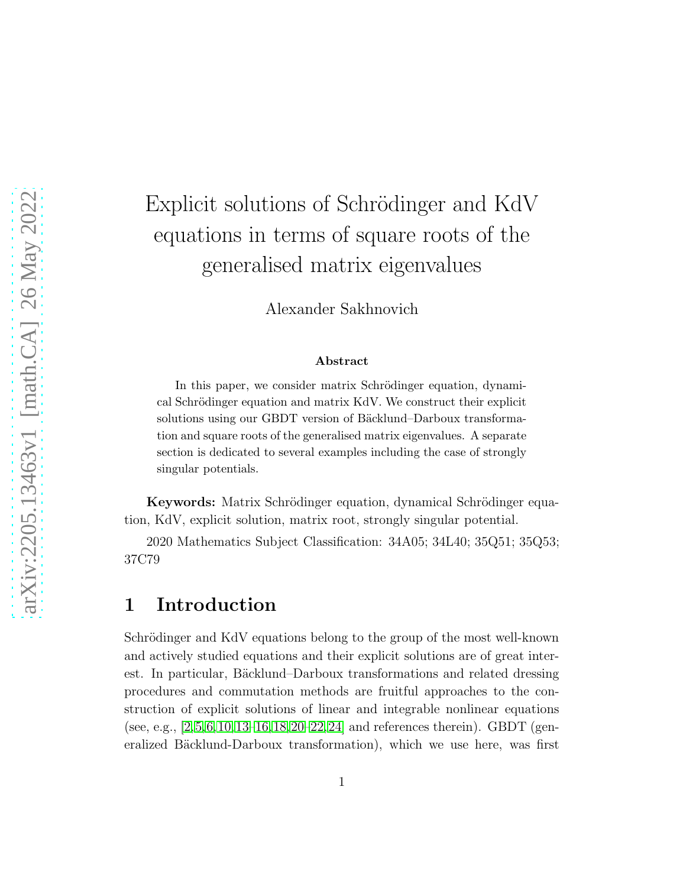# Explicit solutions of Schrödinger and KdV equations in terms of square roots of the generalised matrix eigenvalues

Alexander Sakhnovich

**Abstract**

In this paper, we consider matrix Schrödinger equation, dynamical Schrödinger equation and matrix KdV. We construct their explicit solutions using our GBDT version of Bäcklund–Darboux transformation and square roots of the generalised matrix eigenvalues. A separate section is dedicated to several examples including the case of strongly singular potentials.

**Keywords:** Matrix Schrödinger equation, dynamical Schrödinger equation, KdV, explicit solution, matrix root, strongly singular potential.

2020 Mathematics Subject Classification: 34A05; 34L40; 35Q51; 35Q53; 37C79

## 1 Introduction

Schrödinger and KdV equations belong to the group of the most well-known and actively studied equations and their explicit solutions are of great interest. In particular, Bäcklund–Darboux transformations and related dressing procedures and commutation methods are fruitful approaches to the construction of explicit solutions of linear and integrable nonlinear equations (see, e.g., [2,5,6,10,13–16,18,20–22,24] and references therein). GBDT (generalized Bäcklund-Darboux transformation), which we use here, was first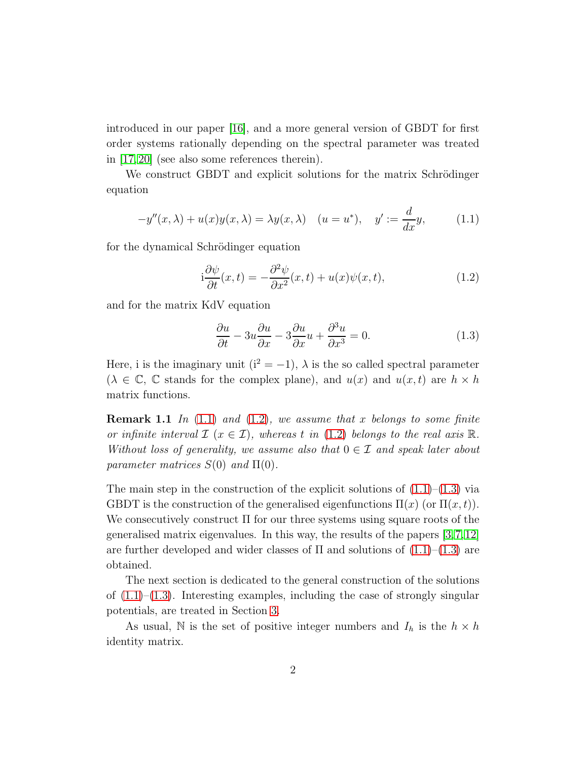introduced in our paper [16], and a more general version of GBDT for first order systems rationally depending on the spectral parameter was treated in [17,20] (see also some references therein).

We construct GBDT and explicit solutions for the matrix Schrödinger equation

$$-y''(x,\lambda)+u(x)y(x,\lambda)=\lambda y(x,\lambda) \quad (u=u^*), \quad y':=\frac{d}{dx}y, \tag{1.1}$$

for the dynamical Schrödinger equation

$$\mathrm{i}\frac{\partial \psi}{\partial t}(x,t)=-\frac{\partial^2 \psi}{\partial x^2}(x,t)+u(x)\psi(x,t), \tag{1.2}$$

and for the matrix KdV equation

$$\frac{\partial u}{\partial t}-3u\frac{\partial u}{\partial x}-3\frac{\partial u}{\partial x}u+\frac{\partial^3 u}{\partial x^3}=0. \tag{1.3}$$

Here, i is the imaginary unit ($\mathrm{i}^2=-1$), $\lambda$ is the so called spectral parameter ($\lambda \in \mathbb{C}$, $\mathbb{C}$ stands for the complex plane), and $u(x)$ and $u(x,t)$ are $h \times h$ matrix functions.

**Remark 1.1** *In (1.1) and (1.2), we assume that $x$ belongs to some finite or infinite interval $\mathcal{I}$ ($x \in \mathcal{I}$), whereas $t$ in (1.2) belongs to the real axis $\mathbb{R}$. Without loss of generality, we assume also that $0 \in \mathcal{I}$ and speak later about parameter matrices $S(0)$ and $\Pi(0)$.*

The main step in the construction of the explicit solutions of (1.1)–(1.3) via GBDT is the construction of the generalised eigenfunctions $\Pi(x)$ (or $\Pi(x,t)$). We consecutively construct $\Pi$ for our three systems using square roots of the generalised matrix eigenvalues. In this way, the results of the papers [3,7,12] are further developed and wider classes of $\Pi$ and solutions of (1.1)–(1.3) are obtained.

The next section is dedicated to the general construction of the solutions of (1.1)–(1.3). Interesting examples, including the case of strongly singular potentials, are treated in Section 3.

As usual, $\mathbb{N}$ is the set of positive integer numbers and $I_h$ is the $h \times h$ identity matrix.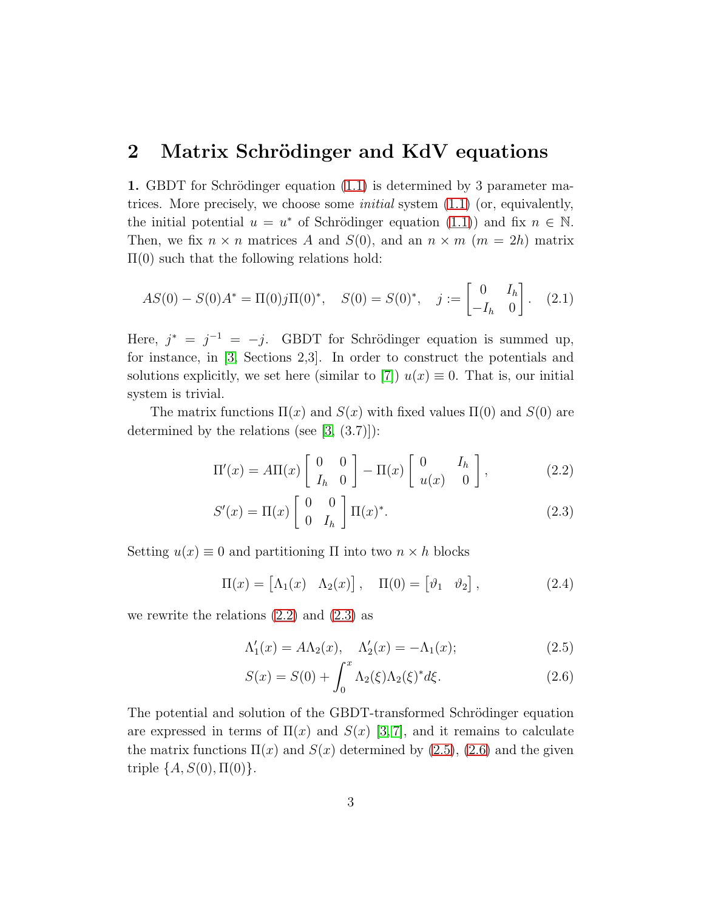## 2 Matrix Schrödinger and KdV equations

**1.** GBDT for Schrödinger equation (1.1) is determined by 3 parameter matrices. More precisely, we choose some *initial* system (1.1) (or, equivalently, the initial potential $u = u^*$ of Schrödinger equation (1.1)) and fix $n \in \mathbb{N}$. Then, we fix $n \times n$ matrices $A$ and $S(0)$, and an $n \times m$ ($m = 2h$) matrix $\Pi(0)$ such that the following relations hold:

$$AS(0) - S(0)A^* = \Pi(0)j\Pi(0)^*, \quad S(0) = S(0)^*, \quad j := \begin{bmatrix} 0 & I_h \\ -I_h & 0 \end{bmatrix}. \tag{2.1}$$

Here, $j^* = j^{-1} = -j$. GBDT for Schrödinger equation is summed up, for instance, in [3, Sections 2,3]. In order to construct the potentials and solutions explicitly, we set here (similar to [7]) $u(x) \equiv 0$. That is, our initial system is trivial.

The matrix functions $\Pi(x)$ and $S(x)$ with fixed values $\Pi(0)$ and $S(0)$ are determined by the relations (see [3, (3.7)]):

$$\Pi'(x) = A\Pi(x) \begin{bmatrix} 0 & 0 \\ I_h & 0 \end{bmatrix} - \Pi(x) \begin{bmatrix} 0 & I_h \\ u(x) & 0 \end{bmatrix}, \tag{2.2}$$

$$S'(x) = \Pi(x) \begin{bmatrix} 0 & 0 \\ 0 & I_h \end{bmatrix} \Pi(x)^*. \tag{2.3}$$

Setting $u(x) \equiv 0$ and partitioning $\Pi$ into two $n \times h$ blocks

$$\Pi(x) = \begin{bmatrix} \Lambda_1(x) & \Lambda_2(x) \end{bmatrix}, \quad \Pi(0) = \begin{bmatrix} \vartheta_1 & \vartheta_2 \end{bmatrix}, \tag{2.4}$$

we rewrite the relations (2.2) and (2.3) as

$$\Lambda_1'(x) = A\Lambda_2(x), \quad \Lambda_2'(x) = -\Lambda_1(x); \tag{2.5}$$

$$S(x) = S(0) + \int_0^x \Lambda_2(\xi)\Lambda_2(\xi)^* d\xi. \tag{2.6}$$

The potential and solution of the GBDT-transformed Schrödinger equation are expressed in terms of $\Pi(x)$ and $S(x)$ [3,7], and it remains to calculate the matrix functions $\Pi(x)$ and $S(x)$ determined by (2.5), (2.6) and the given triple $\{A, S(0), \Pi(0)\}$.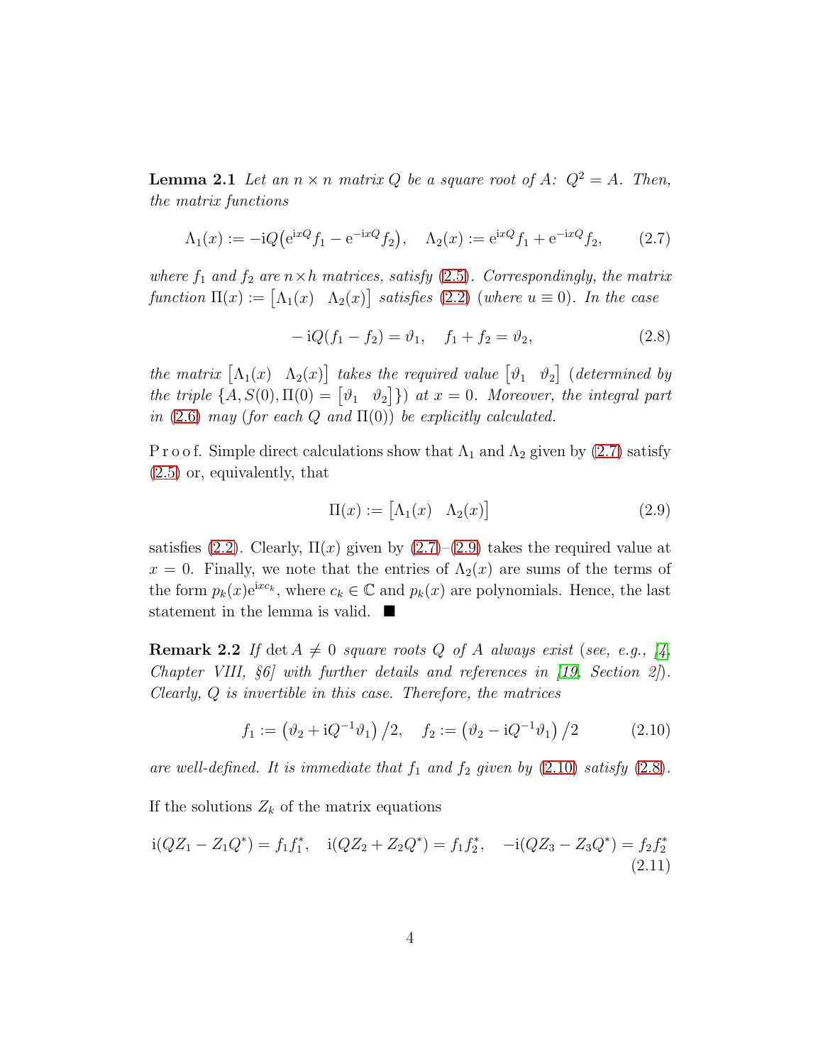**Lemma 2.1** *Let an $n \times n$ matrix $Q$ be a square root of $A$: $Q^2 = A$. Then, the matrix functions*

$$\Lambda_1(x) := -\mathrm{i}Q\big(\mathrm{e}^{\mathrm{i}xQ}f_1 - \mathrm{e}^{-\mathrm{i}xQ}f_2\big), \quad \Lambda_2(x) := \mathrm{e}^{\mathrm{i}xQ}f_1 + \mathrm{e}^{-\mathrm{i}xQ}f_2, \tag{2.7}$$

*where $f_1$ and $f_2$ are $n \times h$ matrices, satisfy* (2.5). *Correspondingly, the matrix function $\Pi(x) := \begin{bmatrix}\Lambda_1(x) & \Lambda_2(x)\end{bmatrix}$ satisfies* (2.2) (*where $u \equiv 0$*). *In the case*

$$-\mathrm{i}Q(f_1 - f_2) = \vartheta_1, \quad f_1 + f_2 = \vartheta_2, \tag{2.8}$$

*the matrix $\begin{bmatrix}\Lambda_1(x) & \Lambda_2(x)\end{bmatrix}$ takes the required value $\begin{bmatrix}\vartheta_1 & \vartheta_2\end{bmatrix}$ (determined by the triple $\{A, S(0), \Pi(0) = \begin{bmatrix}\vartheta_1 & \vartheta_2\end{bmatrix}\}$) at $x = 0$. Moreover, the integral part in* (2.6) *may* (*for each $Q$ and $\Pi(0)$*) *be explicitly calculated.*

P r o o f. Simple direct calculations show that $\Lambda_1$ and $\Lambda_2$ given by (2.7) satisfy (2.5) or, equivalently, that

$$\Pi(x) := \begin{bmatrix}\Lambda_1(x) & \Lambda_2(x)\end{bmatrix} \tag{2.9}$$

satisfies (2.2). Clearly, $\Pi(x)$ given by (2.7)–(2.9) takes the required value at $x = 0$. Finally, we note that the entries of $\Lambda_2(x)$ are sums of the terms of the form $p_k(x)\mathrm{e}^{\mathrm{i}xc_k}$, where $c_k \in \mathbb{C}$ and $p_k(x)$ are polynomials. Hence, the last statement in the lemma is valid. ■

**Remark 2.2** *If $\det A \neq 0$ square roots $Q$ of $A$ always exist* (*see, e.g.,* [4, *Chapter VIII, §6*] *with further details and references in* [19, *Section 2*]). *Clearly, $Q$ is invertible in this case. Therefore, the matrices*

$$f_1 := \left(\vartheta_2 + \mathrm{i}Q^{-1}\vartheta_1\right)/2, \quad f_2 := \left(\vartheta_2 - \mathrm{i}Q^{-1}\vartheta_1\right)/2 \tag{2.10}$$

*are well-defined. It is immediate that $f_1$ and $f_2$ given by* (2.10) *satisfy* (2.8).

If the solutions $Z_k$ of the matrix equations

$$\mathrm{i}(QZ_1 - Z_1Q^*) = f_1f_1^*, \quad \mathrm{i}(QZ_2 + Z_2Q^*) = f_1f_2^*, \quad -\mathrm{i}(QZ_3 - Z_3Q^*) = f_2f_2^* \tag{2.11}$$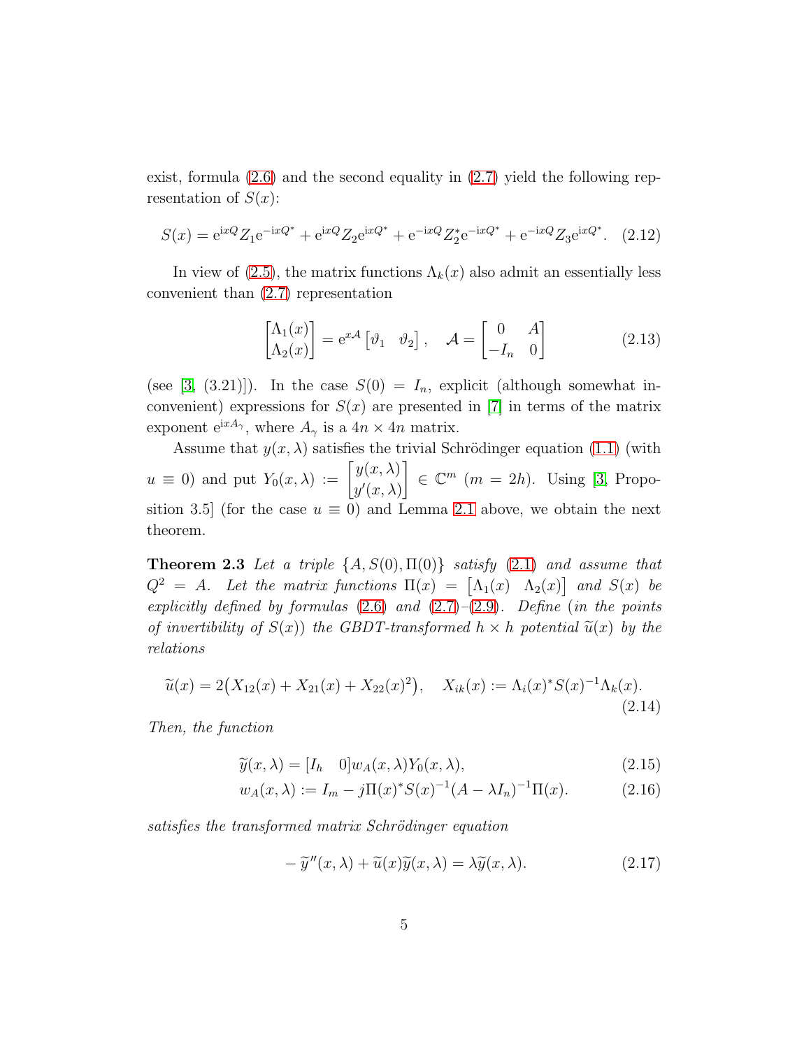exist, formula (2.6) and the second equality in (2.7) yield the following representation of $S(x)$:

$$S(x) = \mathrm{e}^{\mathrm{i}xQ} Z_1 \mathrm{e}^{-\mathrm{i}xQ^*} + \mathrm{e}^{\mathrm{i}xQ} Z_2 \mathrm{e}^{\mathrm{i}xQ^*} + \mathrm{e}^{-\mathrm{i}xQ} Z_2^* \mathrm{e}^{-\mathrm{i}xQ^*} + \mathrm{e}^{-\mathrm{i}xQ} Z_3 \mathrm{e}^{\mathrm{i}xQ^*}. \quad (2.12)$$

In view of (2.5), the matrix functions $\Lambda_k(x)$ also admit an essentially less convenient than (2.7) representation

$$\begin{bmatrix} \Lambda_1(x) \\ \Lambda_2(x) \end{bmatrix} = \mathrm{e}^{x\mathcal{A}} \begin{bmatrix} \vartheta_1 & \vartheta_2 \end{bmatrix}, \quad \mathcal{A} = \begin{bmatrix} 0 & A \\ -I_n & 0 \end{bmatrix} \quad (2.13)$$

(see [3, (3.21)]). In the case $S(0) = I_n$, explicit (although somewhat inconvenient) expressions for $S(x)$ are presented in [7] in terms of the matrix exponent $\mathrm{e}^{\mathrm{i}xA_\gamma}$, where $A_\gamma$ is a $4n \times 4n$ matrix.

Assume that $y(x, \lambda)$ satisfies the trivial Schrödinger equation (1.1) (with $u \equiv 0$) and put $Y_0(x, \lambda) := \begin{bmatrix} y(x, \lambda) \\ y'(x, \lambda) \end{bmatrix} \in \mathbb{C}^m$ $(m = 2h)$. Using [3, Proposition 3.5] (for the case $u \equiv 0$) and Lemma 2.1 above, we obtain the next theorem.

**Theorem 2.3** *Let a triple $\{A, S(0), \Pi(0)\}$ satisfy (2.1) and assume that $Q^2 = A$. Let the matrix functions $\Pi(x) = \begin{bmatrix} \Lambda_1(x) & \Lambda_2(x) \end{bmatrix}$ and $S(x)$ be explicitly defined by formulas (2.6) and (2.7)–(2.9). Define (in the points of invertibility of $S(x)$) the GBDT-transformed $h \times h$ potential $\widetilde{u}(x)$ by the relations*

$$\widetilde{u}(x) = 2\big(X_{12}(x) + X_{21}(x) + X_{22}(x)^2\big), \quad X_{ik}(x) := \Lambda_i(x)^* S(x)^{-1} \Lambda_k(x). \quad (2.14)$$

*Then, the function*

$$\widetilde{y}(x, \lambda) = [I_h \quad 0] w_A(x, \lambda) Y_0(x, \lambda), \quad (2.15)$$

$$w_A(x, \lambda) := I_m - j\Pi(x)^* S(x)^{-1} (A - \lambda I_n)^{-1} \Pi(x). \quad (2.16)$$

*satisfies the transformed matrix Schrödinger equation*

$$-\widetilde{y}''(x, \lambda) + \widetilde{u}(x)\widetilde{y}(x, \lambda) = \lambda \widetilde{y}(x, \lambda). \quad (2.17)$$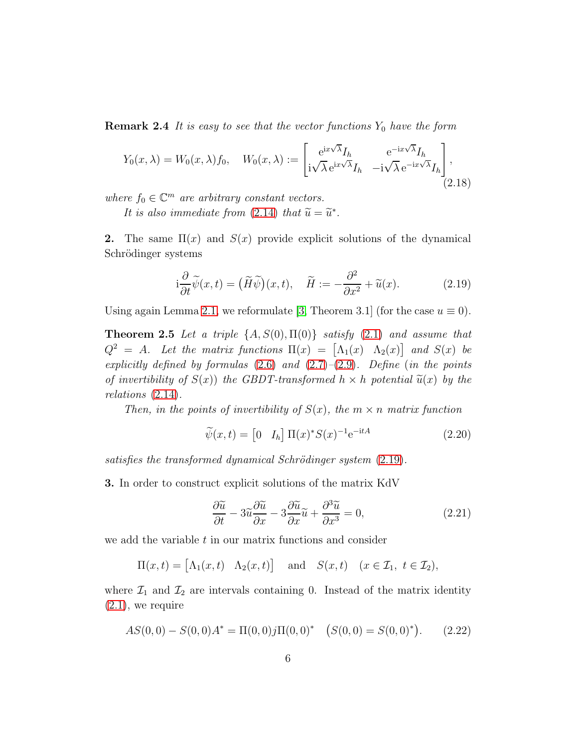**Remark 2.4** *It is easy to see that the vector functions $Y_0$ have the form*

$$Y_0(x,\lambda) = W_0(x,\lambda)f_0, \quad W_0(x,\lambda) := \begin{bmatrix} \mathrm{e}^{\mathrm{i}x\sqrt{\lambda}}I_h & \mathrm{e}^{-\mathrm{i}x\sqrt{\lambda}}I_h \\ \mathrm{i}\sqrt{\lambda}\,\mathrm{e}^{\mathrm{i}x\sqrt{\lambda}}I_h & -\mathrm{i}\sqrt{\lambda}\,\mathrm{e}^{-\mathrm{i}x\sqrt{\lambda}}I_h \end{bmatrix}, \tag{2.18}$$

*where $f_0 \in \mathbb{C}^m$ are arbitrary constant vectors.*

*It is also immediate from* (2.14) *that $\widetilde{u} = \widetilde{u}^*$.*

**2.** The same $\Pi(x)$ and $S(x)$ provide explicit solutions of the dynamical Schrödinger systems

$$\mathrm{i}\frac{\partial}{\partial t}\widetilde{\psi}(x,t) = \big(\widetilde{H}\widetilde{\psi}\big)(x,t), \quad \widetilde{H} := -\frac{\partial^2}{\partial x^2} + \widetilde{u}(x). \tag{2.19}$$

Using again Lemma 2.1, we reformulate [3, Theorem 3.1] (for the case $u \equiv 0$).

**Theorem 2.5** *Let a triple $\{A, S(0), \Pi(0)\}$ satisfy* (2.1) *and assume that $Q^2 = A$. Let the matrix functions $\Pi(x) = \begin{bmatrix}\Lambda_1(x) & \Lambda_2(x)\end{bmatrix}$ and $S(x)$ be explicitly defined by formulas* (2.6) *and* (2.7)*–*(2.9)*. Define* (*in the points of invertibility of $S(x)$*) *the GBDT-transformed $h \times h$ potential $\widetilde{u}(x)$ by the relations* (2.14)*.*

*Then, in the points of invertibility of $S(x)$, the $m \times n$ matrix function*

$$\widetilde{\psi}(x,t) = \begin{bmatrix} 0 & I_h \end{bmatrix} \Pi(x)^* S(x)^{-1} \mathrm{e}^{-\mathrm{i}tA} \tag{2.20}$$

*satisfies the transformed dynamical Schrödinger system* (2.19)*.*

**3.** In order to construct explicit solutions of the matrix KdV

$$\frac{\partial \widetilde{u}}{\partial t} - 3\widetilde{u}\frac{\partial \widetilde{u}}{\partial x} - 3\frac{\partial \widetilde{u}}{\partial x}\widetilde{u} + \frac{\partial^3 \widetilde{u}}{\partial x^3} = 0, \tag{2.21}$$

we add the variable $t$ in our matrix functions and consider

$$\Pi(x,t) = \begin{bmatrix}\Lambda_1(x,t) & \Lambda_2(x,t)\end{bmatrix} \quad \text{and} \quad S(x,t) \quad (x \in \mathcal{I}_1,\ t \in \mathcal{I}_2),$$

where $\mathcal{I}_1$ and $\mathcal{I}_2$ are intervals containing 0. Instead of the matrix identity (2.1), we require

$$AS(0,0) - S(0,0)A^* = \Pi(0,0)j\Pi(0,0)^* \quad \big(S(0,0) = S(0,0)^*\big). \tag{2.22}$$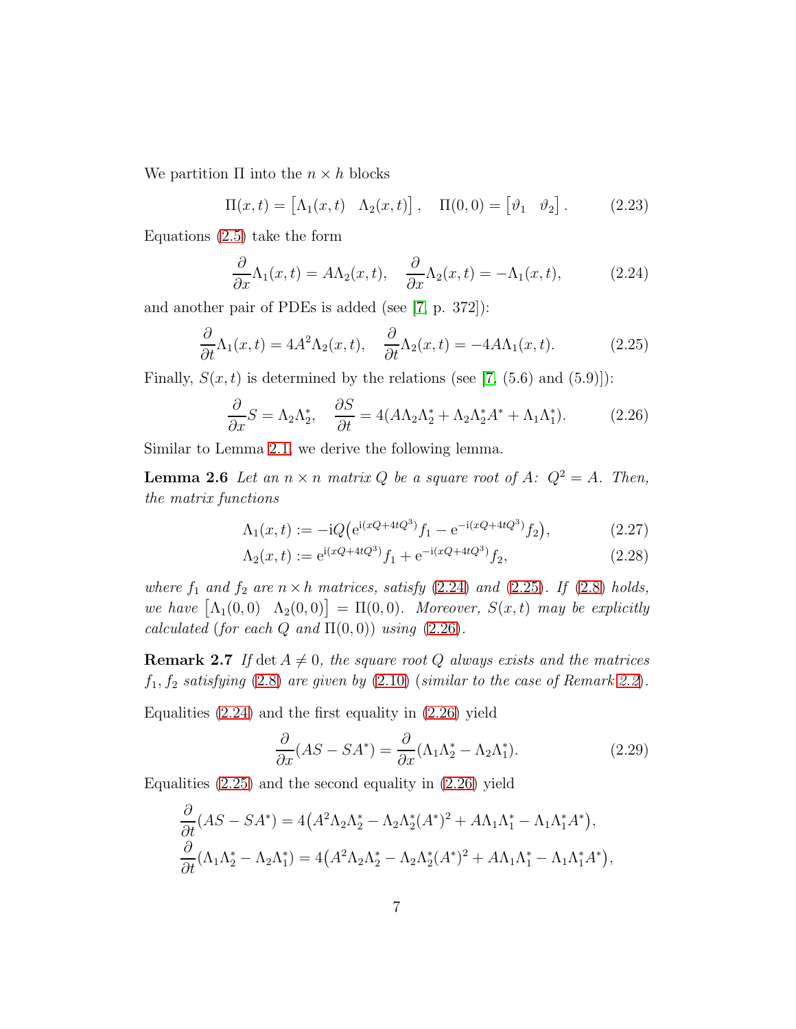We partition $\Pi$ into the $n \times h$ blocks

$$\Pi(x,t) = \begin{bmatrix}\Lambda_1(x,t) & \Lambda_2(x,t)\end{bmatrix}, \quad \Pi(0,0) = \begin{bmatrix}\vartheta_1 & \vartheta_2\end{bmatrix}. \tag{2.23}$$

Equations (2.5) take the form

$$\frac{\partial}{\partial x}\Lambda_1(x,t) = A\Lambda_2(x,t), \quad \frac{\partial}{\partial x}\Lambda_2(x,t) = -\Lambda_1(x,t), \tag{2.24}$$

and another pair of PDEs is added (see [7, p. 372]):

$$\frac{\partial}{\partial t}\Lambda_1(x,t) = 4A^2\Lambda_2(x,t), \quad \frac{\partial}{\partial t}\Lambda_2(x,t) = -4A\Lambda_1(x,t). \tag{2.25}$$

Finally, $S(x,t)$ is determined by the relations (see [7, (5.6) and (5.9)]):

$$\frac{\partial}{\partial x}S = \Lambda_2\Lambda_2^*, \quad \frac{\partial S}{\partial t} = 4(A\Lambda_2\Lambda_2^* + \Lambda_2\Lambda_2^*A^* + \Lambda_1\Lambda_1^*). \tag{2.26}$$

Similar to Lemma 2.1, we derive the following lemma.

**Lemma 2.6** *Let an $n \times n$ matrix $Q$ be a square root of $A$: $Q^2 = A$. Then, the matrix functions*

$$\Lambda_1(x,t) := -\mathrm{i}Q\big(\mathrm{e}^{\mathrm{i}(xQ+4tQ^3)}f_1 - \mathrm{e}^{-\mathrm{i}(xQ+4tQ^3)}f_2\big), \tag{2.27}$$

$$\Lambda_2(x,t) := \mathrm{e}^{\mathrm{i}(xQ+4tQ^3)}f_1 + \mathrm{e}^{-\mathrm{i}(xQ+4tQ^3)}f_2, \tag{2.28}$$

*where $f_1$ and $f_2$ are $n \times h$ matrices, satisfy (2.24) and (2.25). If (2.8) holds, we have $\begin{bmatrix}\Lambda_1(0,0) & \Lambda_2(0,0)\end{bmatrix} = \Pi(0,0)$. Moreover, $S(x,t)$ may be explicitly calculated (for each $Q$ and $\Pi(0,0)$) using (2.26).*

**Remark 2.7** *If $\det A \neq 0$, the square root $Q$ always exists and the matrices $f_1, f_2$ satisfying (2.8) are given by (2.10) (similar to the case of Remark 2.2).*

Equalities (2.24) and the first equality in (2.26) yield

$$\frac{\partial}{\partial x}(AS - SA^*) = \frac{\partial}{\partial x}(\Lambda_1\Lambda_2^* - \Lambda_2\Lambda_1^*). \tag{2.29}$$

Equalities (2.25) and the second equality in (2.26) yield

$$\frac{\partial}{\partial t}(AS - SA^*) = 4\big(A^2\Lambda_2\Lambda_2^* - \Lambda_2\Lambda_2^*(A^*)^2 + A\Lambda_1\Lambda_1^* - \Lambda_1\Lambda_1^*A^*\big),$$

$$\frac{\partial}{\partial t}(\Lambda_1\Lambda_2^* - \Lambda_2\Lambda_1^*) = 4\big(A^2\Lambda_2\Lambda_2^* - \Lambda_2\Lambda_2^*(A^*)^2 + A\Lambda_1\Lambda_1^* - \Lambda_1\Lambda_1^*A^*\big),$$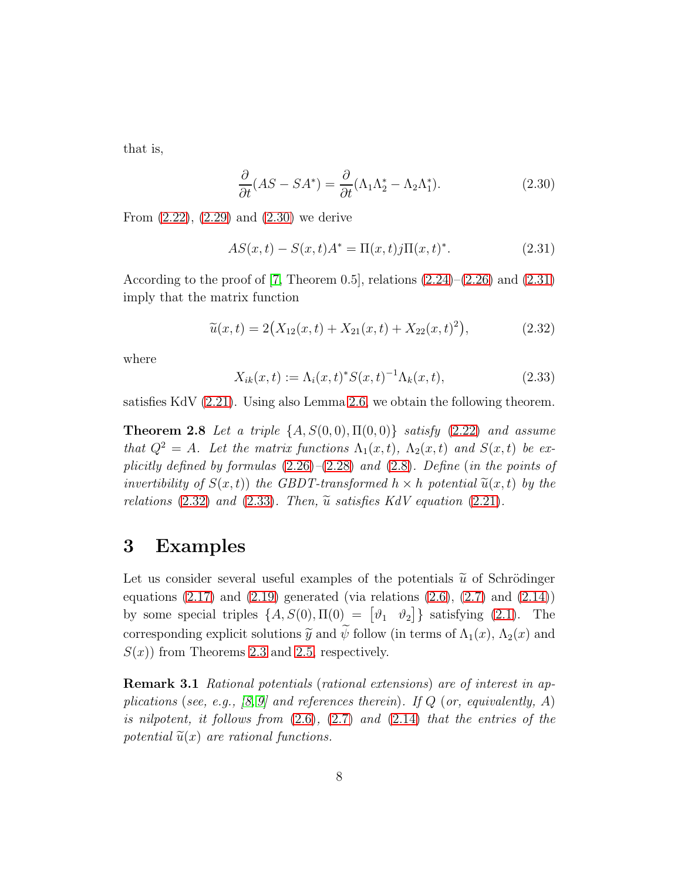that is,

$$\frac{\partial}{\partial t}(AS - SA^*) = \frac{\partial}{\partial t}(\Lambda_1 \Lambda_2^* - \Lambda_2 \Lambda_1^*). \tag{2.30}$$

From (2.22), (2.29) and (2.30) we derive

$$AS(x,t) - S(x,t)A^* = \Pi(x,t) j \Pi(x,t)^*. \tag{2.31}$$

According to the proof of [7, Theorem 0.5], relations (2.24)–(2.26) and (2.31) imply that the matrix function

$$\widetilde{u}(x,t) = 2\big(X_{12}(x,t) + X_{21}(x,t) + X_{22}(x,t)^2\big), \tag{2.32}$$

where

$$X_{ik}(x,t) := \Lambda_i(x,t)^* S(x,t)^{-1} \Lambda_k(x,t), \tag{2.33}$$

satisfies KdV (2.21). Using also Lemma 2.6, we obtain the following theorem.

**Theorem 2.8** *Let a triple $\{A, S(0,0), \Pi(0,0)\}$ satisfy (2.22) and assume that $Q^2 = A$. Let the matrix functions $\Lambda_1(x,t)$, $\Lambda_2(x,t)$ and $S(x,t)$ be explicitly defined by formulas (2.26)–(2.28) and (2.8). Define (in the points of invertibility of $S(x,t)$) the GBDT-transformed $h \times h$ potential $\widetilde{u}(x,t)$ by the relations (2.32) and (2.33). Then, $\widetilde{u}$ satisfies KdV equation (2.21).*

# 3 Examples

Let us consider several useful examples of the potentials $\widetilde{u}$ of Schrödinger equations (2.17) and (2.19) generated (via relations (2.6), (2.7) and (2.14)) by some special triples $\{A, S(0), \Pi(0) = \begin{bmatrix} \vartheta_1 & \vartheta_2 \end{bmatrix}\}$ satisfying (2.1). The corresponding explicit solutions $\widetilde{y}$ and $\widetilde{\psi}$ follow (in terms of $\Lambda_1(x)$, $\Lambda_2(x)$ and $S(x)$) from Theorems 2.3 and 2.5, respectively.

**Remark 3.1** *Rational potentials (rational extensions) are of interest in applications (see, e.g., [8, 9] and references therein). If $Q$ (or, equivalently, $A$) is nilpotent, it follows from (2.6), (2.7) and (2.14) that the entries of the potential $\widetilde{u}(x)$ are rational functions.*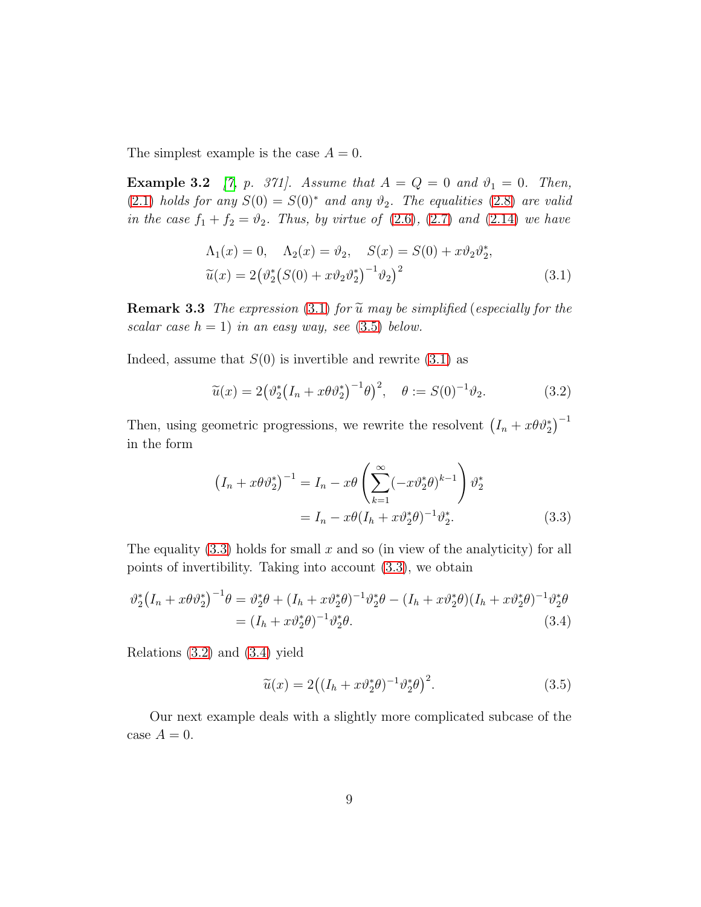The simplest example is the case $A = 0$.

**Example 3.2** *[7, p. 371]. Assume that $A = Q = 0$ and $\vartheta_1 = 0$. Then, (2.1) holds for any $S(0) = S(0)^*$ and any $\vartheta_2$. The equalities (2.8) are valid in the case $f_1 + f_2 = \vartheta_2$. Thus, by virtue of (2.6), (2.7) and (2.14) we have*

$$
\begin{aligned}
&\Lambda_1(x) = 0, \quad \Lambda_2(x) = \vartheta_2, \quad S(x) = S(0) + x\vartheta_2\vartheta_2^*, \\
&\widetilde{u}(x) = 2\big(\vartheta_2^*\big(S(0) + x\vartheta_2\vartheta_2^*\big)^{-1}\vartheta_2\big)^2
\end{aligned}
\tag{3.1}
$$

**Remark 3.3** *The expression (3.1) for $\widetilde{u}$ may be simplified (especially for the scalar case $h = 1$) in an easy way, see (3.5) below.*

Indeed, assume that $S(0)$ is invertible and rewrite (3.1) as

$$
\widetilde{u}(x) = 2\big(\vartheta_2^*\big(I_n + x\theta\vartheta_2^*\big)^{-1}\theta\big)^2, \quad \theta := S(0)^{-1}\vartheta_2. \tag{3.2}
$$

Then, using geometric progressions, we rewrite the resolvent $\big(I_n + x\theta\vartheta_2^*\big)^{-1}$ in the form

$$
\begin{aligned}
\big(I_n + x\theta\vartheta_2^*\big)^{-1} &= I_n - x\theta\left(\sum_{k=1}^{\infty}(-x\vartheta_2^*\theta)^{k-1}\right)\vartheta_2^* \\
&= I_n - x\theta(I_h + x\vartheta_2^*\theta)^{-1}\vartheta_2^*.
\end{aligned}
\tag{3.3}
$$

The equality (3.3) holds for small $x$ and so (in view of the analyticity) for all points of invertibility. Taking into account (3.3), we obtain

$$
\begin{aligned}
\vartheta_2^*\big(I_n + x\theta\vartheta_2^*\big)^{-1}\theta &= \vartheta_2^*\theta + (I_h + x\vartheta_2^*\theta)^{-1}\vartheta_2^*\theta - (I_h + x\vartheta_2^*\theta)(I_h + x\vartheta_2^*\theta)^{-1}\vartheta_2^*\theta \\
&= (I_h + x\vartheta_2^*\theta)^{-1}\vartheta_2^*\theta.
\end{aligned}
\tag{3.4}
$$

Relations (3.2) and (3.4) yield

$$
\widetilde{u}(x) = 2\big((I_h + x\vartheta_2^*\theta)^{-1}\vartheta_2^*\theta\big)^2. \tag{3.5}
$$

Our next example deals with a slightly more complicated subcase of the case $A = 0$.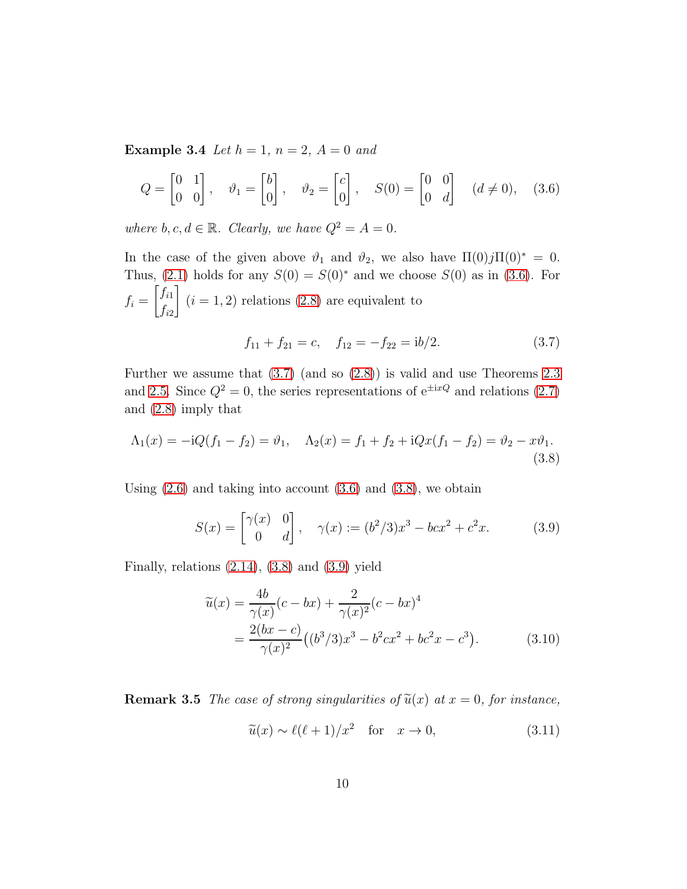**Example 3.4** *Let $h = 1$, $n = 2$, $A = 0$ and*

$$Q = \begin{bmatrix} 0 & 1 \\ 0 & 0 \end{bmatrix}, \quad \vartheta_1 = \begin{bmatrix} b \\ 0 \end{bmatrix}, \quad \vartheta_2 = \begin{bmatrix} c \\ 0 \end{bmatrix}, \quad S(0) = \begin{bmatrix} 0 & 0 \\ 0 & d \end{bmatrix} \quad (d \neq 0), \tag{3.6}$$

*where $b, c, d \in \mathbb{R}$. Clearly, we have $Q^2 = A = 0$.*

In the case of the given above $\vartheta_1$ and $\vartheta_2$, we also have $\Pi(0)j\Pi(0)^* = 0$. Thus, (2.1) holds for any $S(0) = S(0)^*$ and we choose $S(0)$ as in (3.6). For $f_i = \begin{bmatrix} f_{i1} \\ f_{i2} \end{bmatrix}$ $(i = 1, 2)$ relations (2.8) are equivalent to

$$f_{11} + f_{21} = c, \quad f_{12} = -f_{22} = \mathrm{i}b/2. \tag{3.7}$$

Further we assume that (3.7) (and so (2.8)) is valid and use Theorems 2.3 and 2.5. Since $Q^2 = 0$, the series representations of $\mathrm{e}^{\pm \mathrm{i}xQ}$ and relations (2.7) and (2.8) imply that

$$\Lambda_1(x) = -\mathrm{i}Q(f_1 - f_2) = \vartheta_1, \quad \Lambda_2(x) = f_1 + f_2 + \mathrm{i}Qx(f_1 - f_2) = \vartheta_2 - x\vartheta_1. \tag{3.8}$$

Using (2.6) and taking into account (3.6) and (3.8), we obtain

$$S(x) = \begin{bmatrix} \gamma(x) & 0 \\ 0 & d \end{bmatrix}, \quad \gamma(x) := (b^2/3)x^3 - bcx^2 + c^2 x. \tag{3.9}$$

Finally, relations (2.14), (3.8) and (3.9) yield

$$\begin{aligned} \widetilde{u}(x) &= \frac{4b}{\gamma(x)}(c - bx) + \frac{2}{\gamma(x)^2}(c - bx)^4 \\ &= \frac{2(bx - c)}{\gamma(x)^2}\big((b^3/3)x^3 - b^2 c x^2 + bc^2 x - c^3\big). \end{aligned} \tag{3.10}$$

**Remark 3.5** *The case of strong singularities of $\widetilde{u}(x)$ at $x = 0$, for instance,*

$$\widetilde{u}(x) \sim \ell(\ell + 1)/x^2 \quad \text{for} \quad x \to 0, \tag{3.11}$$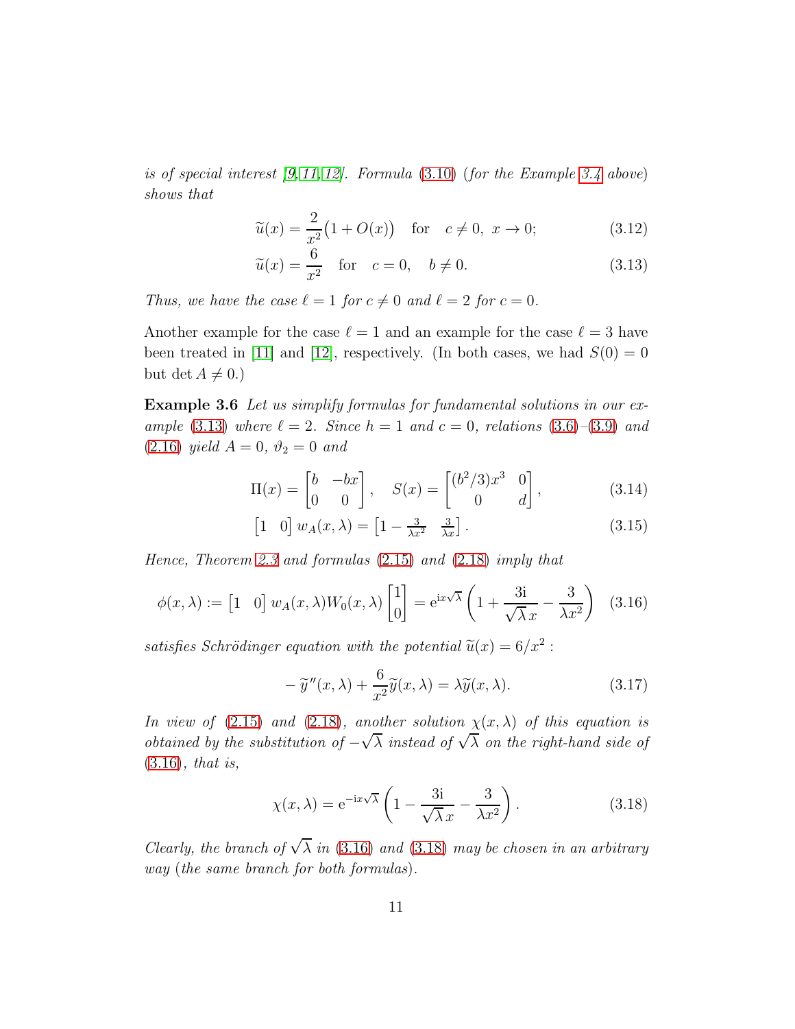*is of special interest [9, 11, 12]. Formula (3.10) (for the Example 3.4 above) shows that*

$$\widetilde{u}(x) = \frac{2}{x^2}\big(1 + O(x)\big) \quad \text{for} \quad c \neq 0, \ x \to 0; \tag{3.12}$$

$$\widetilde{u}(x) = \frac{6}{x^2} \quad \text{for} \quad c = 0, \quad b \neq 0. \tag{3.13}$$

*Thus, we have the case $\ell = 1$ for $c \neq 0$ and $\ell = 2$ for $c = 0$.*

Another example for the case $\ell = 1$ and an example for the case $\ell = 3$ have been treated in [11] and [12], respectively. (In both cases, we had $S(0) = 0$ but $\det A \neq 0$.)

**Example 3.6** *Let us simplify formulas for fundamental solutions in our example (3.13) where $\ell = 2$. Since $h = 1$ and $c = 0$, relations (3.6)–(3.9) and (2.16) yield $A = 0$, $\vartheta_2 = 0$ and*

$$\Pi(x) = \begin{bmatrix} b & -bx \\ 0 & 0 \end{bmatrix}, \quad S(x) = \begin{bmatrix} (b^2/3)x^3 & 0 \\ 0 & d \end{bmatrix}, \tag{3.14}$$

$$\begin{bmatrix} 1 & 0 \end{bmatrix} w_A(x, \lambda) = \begin{bmatrix} 1 - \frac{3}{\lambda x^2} & \frac{3}{\lambda x} \end{bmatrix}. \tag{3.15}$$

*Hence, Theorem 2.3 and formulas (2.15) and (2.18) imply that*

$$\phi(x, \lambda) := \begin{bmatrix} 1 & 0 \end{bmatrix} w_A(x, \lambda) W_0(x, \lambda) \begin{bmatrix} 1 \\ 0 \end{bmatrix} = \mathrm{e}^{\mathrm{i}x\sqrt{\lambda}} \left( 1 + \frac{3\mathrm{i}}{\sqrt{\lambda}\, x} - \frac{3}{\lambda x^2} \right) \tag{3.16}$$

*satisfies Schrödinger equation with the potential $\widetilde{u}(x) = 6/x^2$ :*

$$-\widetilde{y}''(x, \lambda) + \frac{6}{x^2}\widetilde{y}(x, \lambda) = \lambda \widetilde{y}(x, \lambda). \tag{3.17}$$

*In view of (2.15) and (2.18), another solution $\chi(x, \lambda)$ of this equation is obtained by the substitution of $-\sqrt{\lambda}$ instead of $\sqrt{\lambda}$ on the right-hand side of (3.16), that is,*

$$\chi(x, \lambda) = \mathrm{e}^{-\mathrm{i}x\sqrt{\lambda}} \left( 1 - \frac{3\mathrm{i}}{\sqrt{\lambda}\, x} - \frac{3}{\lambda x^2} \right). \tag{3.18}$$

*Clearly, the branch of $\sqrt{\lambda}$ in (3.16) and (3.18) may be chosen in an arbitrary way (the same branch for both formulas).*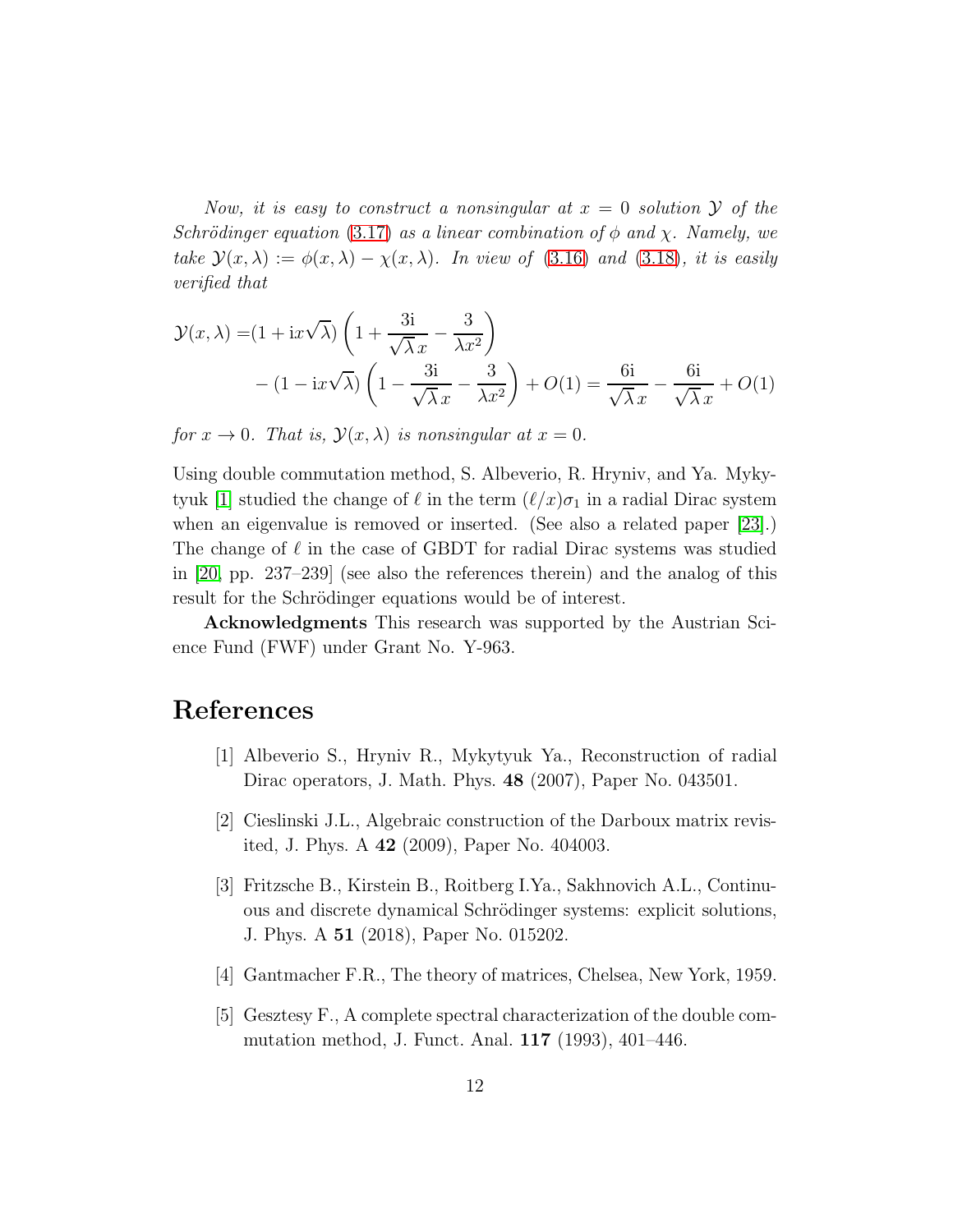*Now, it is easy to construct a nonsingular at $x = 0$ solution $\mathcal{Y}$ of the Schrödinger equation (3.17) as a linear combination of $\phi$ and $\chi$. Namely, we take $\mathcal{Y}(x, \lambda) := \phi(x, \lambda) - \chi(x, \lambda)$. In view of (3.16) and (3.18), it is easily verified that*

$$
\begin{aligned}
\mathcal{Y}(x, \lambda) =& (1 + \mathrm{i}x\sqrt{\lambda}) \left(1 + \frac{3\mathrm{i}}{\sqrt{\lambda}\, x} - \frac{3}{\lambda x^2}\right) \\
&- (1 - \mathrm{i}x\sqrt{\lambda}) \left(1 - \frac{3\mathrm{i}}{\sqrt{\lambda}\, x} - \frac{3}{\lambda x^2}\right) + O(1) = \frac{6\mathrm{i}}{\sqrt{\lambda}\, x} - \frac{6\mathrm{i}}{\sqrt{\lambda}\, x} + O(1)
\end{aligned}
$$

*for $x \to 0$. That is, $\mathcal{Y}(x, \lambda)$ is nonsingular at $x = 0$.*

Using double commutation method, S. Albeverio, R. Hryniv, and Ya. Mykytyuk [1] studied the change of $\ell$ in the term $(\ell/x)\sigma_1$ in a radial Dirac system when an eigenvalue is removed or inserted. (See also a related paper [23].) The change of $\ell$ in the case of GBDT for radial Dirac systems was studied in [20, pp. 237–239] (see also the references therein) and the analog of this result for the Schrödinger equations would be of interest.

**Acknowledgments** This research was supported by the Austrian Science Fund (FWF) under Grant No. Y-963.

# References

[1] Albeverio S., Hryniv R., Mykytyuk Ya., Reconstruction of radial Dirac operators, J. Math. Phys. **48** (2007), Paper No. 043501.

[2] Cieslinski J.L., Algebraic construction of the Darboux matrix revisited, J. Phys. A **42** (2009), Paper No. 404003.

[3] Fritzsche B., Kirstein B., Roitberg I.Ya., Sakhnovich A.L., Continuous and discrete dynamical Schrödinger systems: explicit solutions, J. Phys. A **51** (2018), Paper No. 015202.

[4] Gantmacher F.R., The theory of matrices, Chelsea, New York, 1959.

[5] Gesztesy F., A complete spectral characterization of the double commutation method, J. Funct. Anal. **117** (1993), 401–446.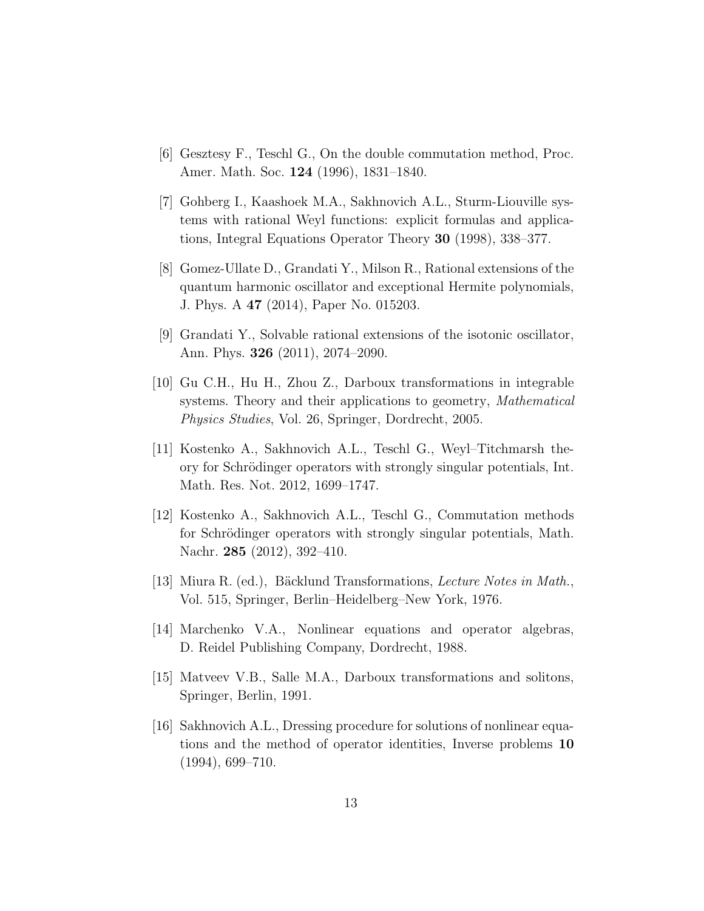[6] Gesztesy F., Teschl G., On the double commutation method, Proc. Amer. Math. Soc. **124** (1996), 1831–1840.

[7] Gohberg I., Kaashoek M.A., Sakhnovich A.L., Sturm-Liouville systems with rational Weyl functions: explicit formulas and applications, Integral Equations Operator Theory **30** (1998), 338–377.

[8] Gomez-Ullate D., Grandati Y., Milson R., Rational extensions of the quantum harmonic oscillator and exceptional Hermite polynomials, J. Phys. A **47** (2014), Paper No. 015203.

[9] Grandati Y., Solvable rational extensions of the isotonic oscillator, Ann. Phys. **326** (2011), 2074–2090.

[10] Gu C.H., Hu H., Zhou Z., Darboux transformations in integrable systems. Theory and their applications to geometry, *Mathematical Physics Studies*, Vol. 26, Springer, Dordrecht, 2005.

[11] Kostenko A., Sakhnovich A.L., Teschl G., Weyl–Titchmarsh theory for Schrödinger operators with strongly singular potentials, Int. Math. Res. Not. 2012, 1699–1747.

[12] Kostenko A., Sakhnovich A.L., Teschl G., Commutation methods for Schrödinger operators with strongly singular potentials, Math. Nachr. **285** (2012), 392–410.

[13] Miura R. (ed.), Bäcklund Transformations, *Lecture Notes in Math.*, Vol. 515, Springer, Berlin–Heidelberg–New York, 1976.

[14] Marchenko V.A., Nonlinear equations and operator algebras, D. Reidel Publishing Company, Dordrecht, 1988.

[15] Matveev V.B., Salle M.A., Darboux transformations and solitons, Springer, Berlin, 1991.

[16] Sakhnovich A.L., Dressing procedure for solutions of nonlinear equations and the method of operator identities, Inverse problems **10** (1994), 699–710.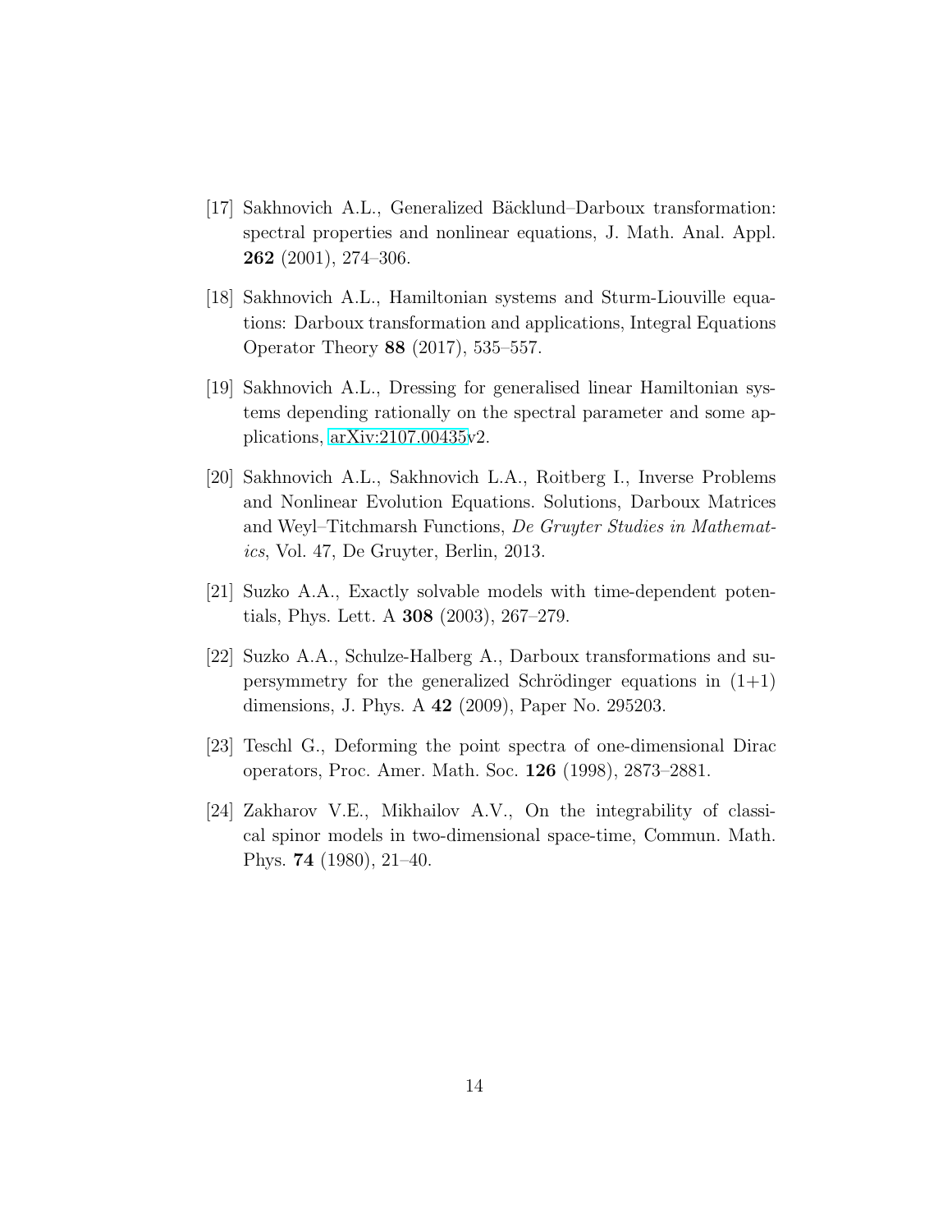[17] Sakhnovich A.L., Generalized Bäcklund–Darboux transformation: spectral properties and nonlinear equations, J. Math. Anal. Appl. **262** (2001), 274–306.

[18] Sakhnovich A.L., Hamiltonian systems and Sturm-Liouville equations: Darboux transformation and applications, Integral Equations Operator Theory **88** (2017), 535–557.

[19] Sakhnovich A.L., Dressing for generalised linear Hamiltonian systems depending rationally on the spectral parameter and some applications, arXiv:2107.00435v2.

[20] Sakhnovich A.L., Sakhnovich L.A., Roitberg I., Inverse Problems and Nonlinear Evolution Equations. Solutions, Darboux Matrices and Weyl–Titchmarsh Functions, *De Gruyter Studies in Mathematics*, Vol. 47, De Gruyter, Berlin, 2013.

[21] Suzko A.A., Exactly solvable models with time-dependent potentials, Phys. Lett. A **308** (2003), 267–279.

[22] Suzko A.A., Schulze-Halberg A., Darboux transformations and supersymmetry for the generalized Schrödinger equations in (1+1) dimensions, J. Phys. A **42** (2009), Paper No. 295203.

[23] Teschl G., Deforming the point spectra of one-dimensional Dirac operators, Proc. Amer. Math. Soc. **126** (1998), 2873–2881.

[24] Zakharov V.E., Mikhailov A.V., On the integrability of classical spinor models in two-dimensional space-time, Commun. Math. Phys. **74** (1980), 21–40.